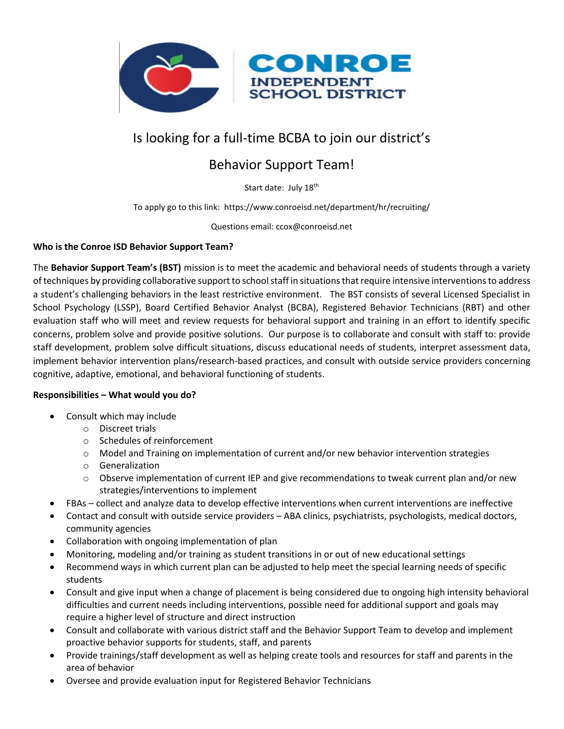CONROE INDEPENDENT SCHOOL DISTRICT

# Is looking for a full-time BCBA to join our district's Behavior Support Team!

Start date: July 18th

To apply go to this link: https://www.conroeisd.net/department/hr/recruiting/

Questions email: ccox@conroeisd.net

**Who is the Conroe ISD Behavior Support Team?**

The **Behavior Support Team's (BST)** mission is to meet the academic and behavioral needs of students through a variety of techniques by providing collaborative support to school staff in situations that require intensive interventions to address a student's challenging behaviors in the least restrictive environment. The BST consists of several Licensed Specialist in School Psychology (LSSP), Board Certified Behavior Analyst (BCBA), Registered Behavior Technicians (RBT) and other evaluation staff who will meet and review requests for behavioral support and training in an effort to identify specific concerns, problem solve and provide positive solutions. Our purpose is to collaborate and consult with staff to: provide staff development, problem solve difficult situations, discuss educational needs of students, interpret assessment data, implement behavior intervention plans/research-based practices, and consult with outside service providers concerning cognitive, adaptive, emotional, and behavioral functioning of students.

**Responsibilities – What would you do?**

- Consult which may include
  - Discreet trials
  - Schedules of reinforcement
  - Model and Training on implementation of current and/or new behavior intervention strategies
  - Generalization
  - Observe implementation of current IEP and give recommendations to tweak current plan and/or new strategies/interventions to implement
- FBAs – collect and analyze data to develop effective interventions when current interventions are ineffective
- Contact and consult with outside service providers – ABA clinics, psychiatrists, psychologists, medical doctors, community agencies
- Collaboration with ongoing implementation of plan
- Monitoring, modeling and/or training as student transitions in or out of new educational settings
- Recommend ways in which current plan can be adjusted to help meet the special learning needs of specific students
- Consult and give input when a change of placement is being considered due to ongoing high intensity behavioral difficulties and current needs including interventions, possible need for additional support and goals may require a higher level of structure and direct instruction
- Consult and collaborate with various district staff and the Behavior Support Team to develop and implement proactive behavior supports for students, staff, and parents
- Provide trainings/staff development as well as helping create tools and resources for staff and parents in the area of behavior
- Oversee and provide evaluation input for Registered Behavior Technicians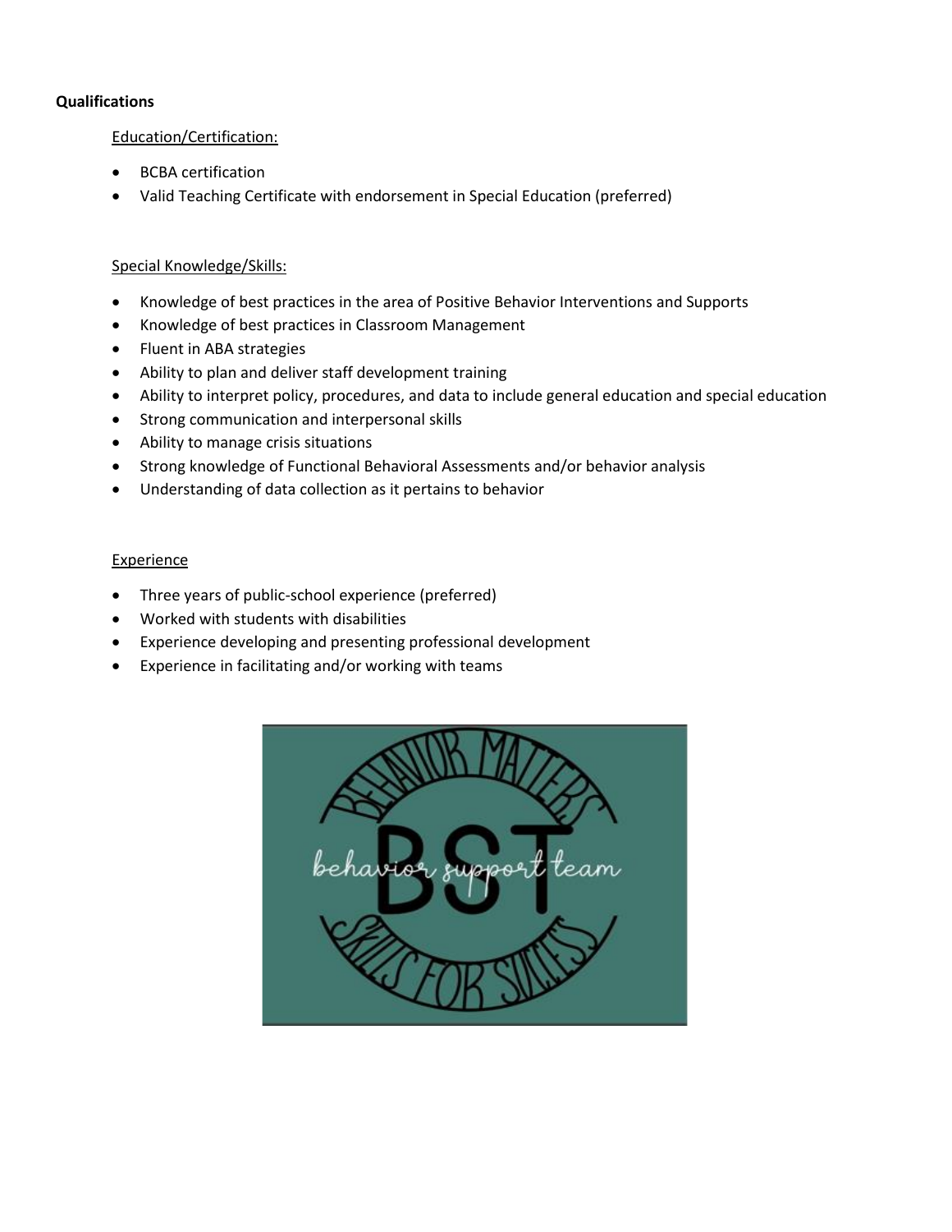**Qualifications**

Education/Certification:

- BCBA certification
- Valid Teaching Certificate with endorsement in Special Education (preferred)

Special Knowledge/Skills:

- Knowledge of best practices in the area of Positive Behavior Interventions and Supports
- Knowledge of best practices in Classroom Management
- Fluent in ABA strategies
- Ability to plan and deliver staff development training
- Ability to interpret policy, procedures, and data to include general education and special education
- Strong communication and interpersonal skills
- Ability to manage crisis situations
- Strong knowledge of Functional Behavioral Assessments and/or behavior analysis
- Understanding of data collection as it pertains to behavior

Experience

- Three years of public-school experience (preferred)
- Worked with students with disabilities
- Experience developing and presenting professional development
- Experience in facilitating and/or working with teams